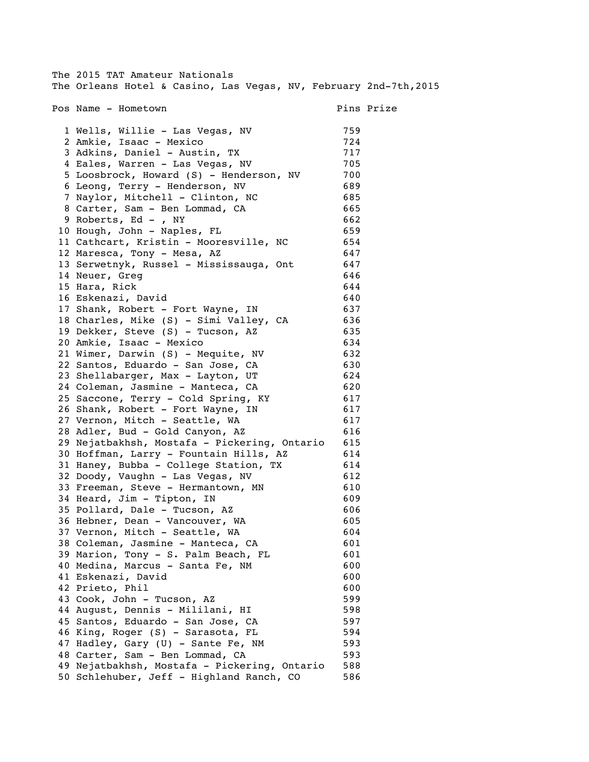The 2015 TAT Amateur Nationals
The Orleans Hotel & Casino, Las Vegas, NV, February 2nd-7th,2015

| Pos | Name - Hometown | Pins | Prize |
|---|---|---|---|
| 1 | Wells, Willie - Las Vegas, NV | 759 | |
| 2 | Amkie, Isaac - Mexico | 724 | |
| 3 | Adkins, Daniel - Austin, TX | 717 | |
| 4 | Eales, Warren - Las Vegas, NV | 705 | |
| 5 | Loosbrock, Howard (S) - Henderson, NV | 700 | |
| 6 | Leong, Terry - Henderson, NV | 689 | |
| 7 | Naylor, Mitchell - Clinton, NC | 685 | |
| 8 | Carter, Sam - Ben Lommad, CA | 665 | |
| 9 | Roberts, Ed - , NY | 662 | |
| 10 | Hough, John - Naples, FL | 659 | |
| 11 | Cathcart, Kristin - Mooresville, NC | 654 | |
| 12 | Maresca, Tony - Mesa, AZ | 647 | |
| 13 | Serwetnyk, Russel - Mississauga, Ont | 647 | |
| 14 | Neuer, Greg | 646 | |
| 15 | Hara, Rick | 644 | |
| 16 | Eskenazi, David | 640 | |
| 17 | Shank, Robert - Fort Wayne, IN | 637 | |
| 18 | Charles, Mike (S) - Simi Valley, CA | 636 | |
| 19 | Dekker, Steve (S) - Tucson, AZ | 635 | |
| 20 | Amkie, Isaac - Mexico | 634 | |
| 21 | Wimer, Darwin (S) - Mequite, NV | 632 | |
| 22 | Santos, Eduardo - San Jose, CA | 630 | |
| 23 | Shellabarger, Max - Layton, UT | 624 | |
| 24 | Coleman, Jasmine - Manteca, CA | 620 | |
| 25 | Saccone, Terry - Cold Spring, KY | 617 | |
| 26 | Shank, Robert - Fort Wayne, IN | 617 | |
| 27 | Vernon, Mitch - Seattle, WA | 617 | |
| 28 | Adler, Bud - Gold Canyon, AZ | 616 | |
| 29 | Nejatbakhsh, Mostafa - Pickering, Ontario | 615 | |
| 30 | Hoffman, Larry - Fountain Hills, AZ | 614 | |
| 31 | Haney, Bubba - College Station, TX | 614 | |
| 32 | Doody, Vaughn - Las Vegas, NV | 612 | |
| 33 | Freeman, Steve - Hermantown, MN | 610 | |
| 34 | Heard, Jim - Tipton, IN | 609 | |
| 35 | Pollard, Dale - Tucson, AZ | 606 | |
| 36 | Hebner, Dean - Vancouver, WA | 605 | |
| 37 | Vernon, Mitch - Seattle, WA | 604 | |
| 38 | Coleman, Jasmine - Manteca, CA | 601 | |
| 39 | Marion, Tony - S. Palm Beach, FL | 601 | |
| 40 | Medina, Marcus - Santa Fe, NM | 600 | |
| 41 | Eskenazi, David | 600 | |
| 42 | Prieto, Phil | 600 | |
| 43 | Cook, John - Tucson, AZ | 599 | |
| 44 | August, Dennis - Mililani, HI | 598 | |
| 45 | Santos, Eduardo - San Jose, CA | 597 | |
| 46 | King, Roger (S) - Sarasota, FL | 594 | |
| 47 | Hadley, Gary (U) - Sante Fe, NM | 593 | |
| 48 | Carter, Sam - Ben Lommad, CA | 593 | |
| 49 | Nejatbakhsh, Mostafa - Pickering, Ontario | 588 | |
| 50 | Schlehuber, Jeff - Highland Ranch, CO | 586 | |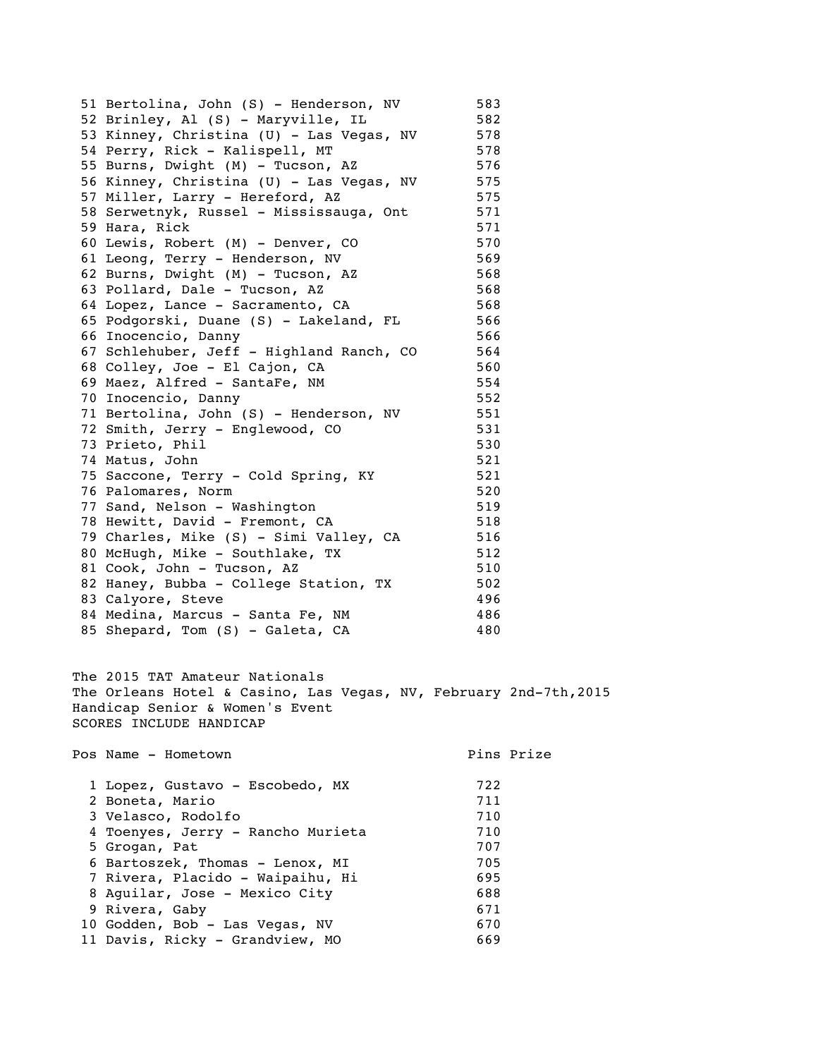| Pos | Name - Hometown | Pins |
|---|---|---|
| 51 | Bertolina, John (S) - Henderson, NV | 583 |
| 52 | Brinley, Al (S) - Maryville, IL | 582 |
| 53 | Kinney, Christina (U) - Las Vegas, NV | 578 |
| 54 | Perry, Rick - Kalispell, MT | 578 |
| 55 | Burns, Dwight (M) - Tucson, AZ | 576 |
| 56 | Kinney, Christina (U) - Las Vegas, NV | 575 |
| 57 | Miller, Larry - Hereford, AZ | 575 |
| 58 | Serwetnyk, Russel - Mississauga, Ont | 571 |
| 59 | Hara, Rick | 571 |
| 60 | Lewis, Robert (M) - Denver, CO | 570 |
| 61 | Leong, Terry - Henderson, NV | 569 |
| 62 | Burns, Dwight (M) - Tucson, AZ | 568 |
| 63 | Pollard, Dale - Tucson, AZ | 568 |
| 64 | Lopez, Lance - Sacramento, CA | 568 |
| 65 | Podgorski, Duane (S) - Lakeland, FL | 566 |
| 66 | Inocencio, Danny | 566 |
| 67 | Schlehuber, Jeff - Highland Ranch, CO | 564 |
| 68 | Colley, Joe - El Cajon, CA | 560 |
| 69 | Maez, Alfred - SantaFe, NM | 554 |
| 70 | Inocencio, Danny | 552 |
| 71 | Bertolina, John (S) - Henderson, NV | 551 |
| 72 | Smith, Jerry - Englewood, CO | 531 |
| 73 | Prieto, Phil | 530 |
| 74 | Matus, John | 521 |
| 75 | Saccone, Terry - Cold Spring, KY | 521 |
| 76 | Palomares, Norm | 520 |
| 77 | Sand, Nelson - Washington | 519 |
| 78 | Hewitt, David - Fremont, CA | 518 |
| 79 | Charles, Mike (S) - Simi Valley, CA | 516 |
| 80 | McHugh, Mike - Southlake, TX | 512 |
| 81 | Cook, John - Tucson, AZ | 510 |
| 82 | Haney, Bubba - College Station, TX | 502 |
| 83 | Calyore, Steve | 496 |
| 84 | Medina, Marcus - Santa Fe, NM | 486 |
| 85 | Shepard, Tom (S) - Galeta, CA | 480 |

The 2015 TAT Amateur Nationals
The Orleans Hotel & Casino, Las Vegas, NV, February 2nd-7th,2015
Handicap Senior & Women's Event
SCORES INCLUDE HANDICAP

| Pos | Name - Hometown | Pins | Prize |
|---|---|---|---|
| 1 | Lopez, Gustavo - Escobedo, MX | 722 | |
| 2 | Boneta, Mario | 711 | |
| 3 | Velasco, Rodolfo | 710 | |
| 4 | Toenyes, Jerry - Rancho Murieta | 710 | |
| 5 | Grogan, Pat | 707 | |
| 6 | Bartoszek, Thomas - Lenox, MI | 705 | |
| 7 | Rivera, Placido - Waipaihu, Hi | 695 | |
| 8 | Aguilar, Jose - Mexico City | 688 | |
| 9 | Rivera, Gaby | 671 | |
| 10 | Godden, Bob - Las Vegas, NV | 670 | |
| 11 | Davis, Ricky - Grandview, MO | 669 | |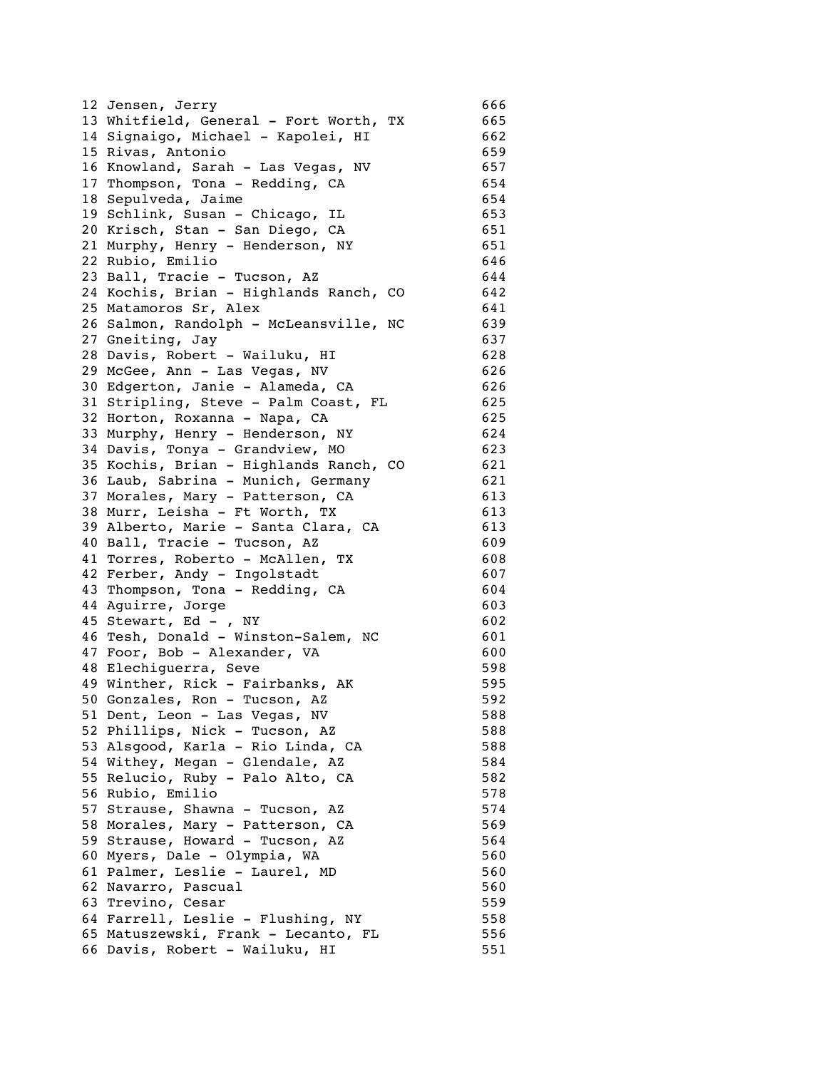```
12 Jensen, Jerry                              666
13 Whitfield, General - Fort Worth, TX        665
14 Signaigo, Michael - Kapolei, HI            662
15 Rivas, Antonio                             659
16 Knowland, Sarah - Las Vegas, NV            657
17 Thompson, Tona - Redding, CA               654
18 Sepulveda, Jaime                           654
19 Schlink, Susan - Chicago, IL               653
20 Krisch, Stan - San Diego, CA               651
21 Murphy, Henry - Henderson, NY              651
22 Rubio, Emilio                              646
23 Ball, Tracie - Tucson, AZ                  644
24 Kochis, Brian - Highlands Ranch, CO        642
25 Matamoros Sr, Alex                         641
26 Salmon, Randolph - McLeansville, NC        639
27 Gneiting, Jay                              637
28 Davis, Robert - Wailuku, HI                628
29 McGee, Ann - Las Vegas, NV                 626
30 Edgerton, Janie - Alameda, CA              626
31 Stripling, Steve - Palm Coast, FL          625
32 Horton, Roxanna - Napa, CA                 625
33 Murphy, Henry - Henderson, NY              624
34 Davis, Tonya - Grandview, MO               623
35 Kochis, Brian - Highlands Ranch, CO        621
36 Laub, Sabrina - Munich, Germany            621
37 Morales, Mary - Patterson, CA              613
38 Murr, Leisha - Ft Worth, TX                613
39 Alberto, Marie - Santa Clara, CA           613
40 Ball, Tracie - Tucson, AZ                  609
41 Torres, Roberto - McAllen, TX              608
42 Ferber, Andy - Ingolstadt                  607
43 Thompson, Tona - Redding, CA               604
44 Aguirre, Jorge                             603
45 Stewart, Ed - , NY                         602
46 Tesh, Donald - Winston-Salem, NC           601
47 Foor, Bob - Alexander, VA                  600
48 Elechiguerra, Seve                         598
49 Winther, Rick - Fairbanks, AK              595
50 Gonzales, Ron - Tucson, AZ                 592
51 Dent, Leon - Las Vegas, NV                 588
52 Phillips, Nick - Tucson, AZ                588
53 Alsgood, Karla - Rio Linda, CA             588
54 Withey, Megan - Glendale, AZ               584
55 Relucio, Ruby - Palo Alto, CA              582
56 Rubio, Emilio                              578
57 Strause, Shawna - Tucson, AZ               574
58 Morales, Mary - Patterson, CA              569
59 Strause, Howard - Tucson, AZ               564
60 Myers, Dale - Olympia, WA                  560
61 Palmer, Leslie - Laurel, MD                560
62 Navarro, Pascual                           560
63 Trevino, Cesar                             559
64 Farrell, Leslie - Flushing, NY             558
65 Matuszewski, Frank - Lecanto, FL           556
66 Davis, Robert - Wailuku, HI                551
```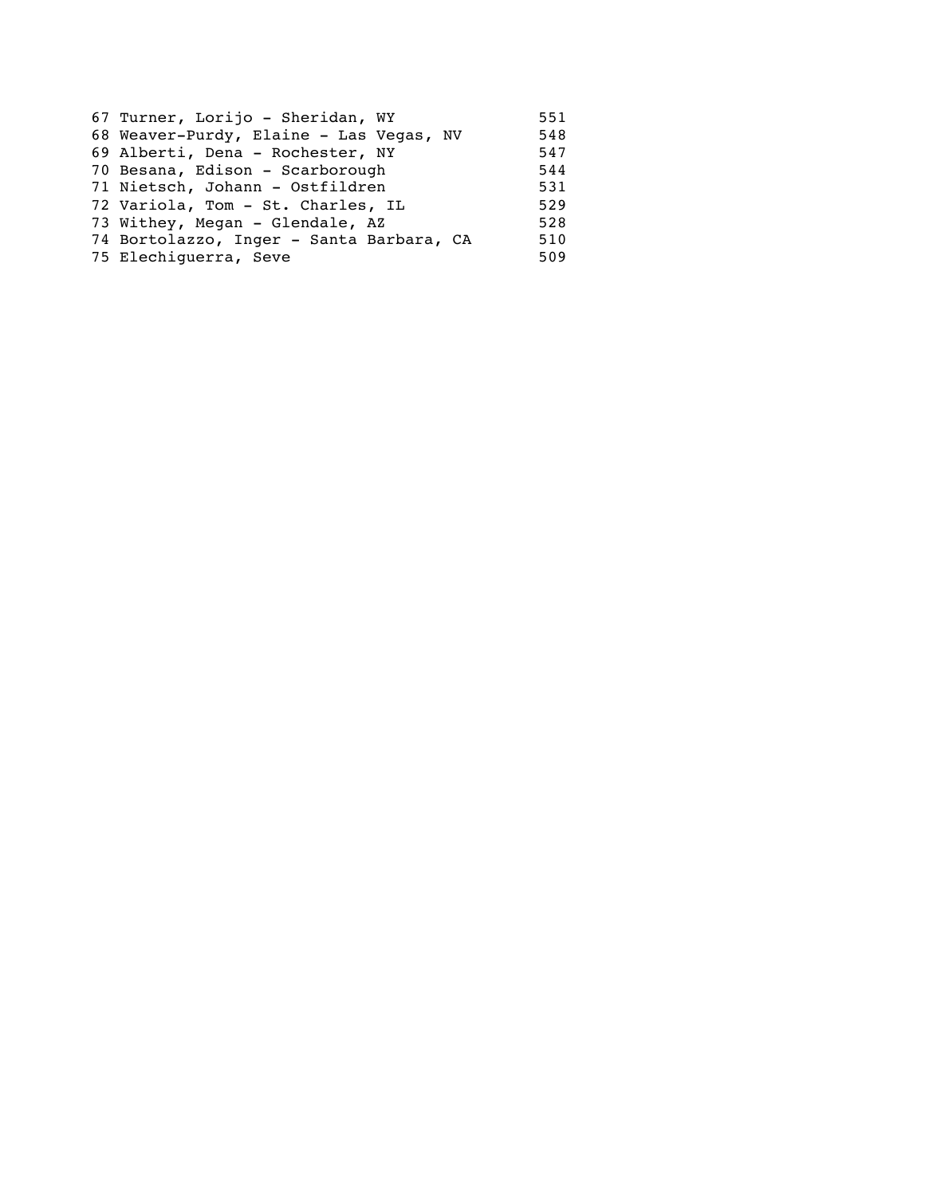| | | |
|---|---|---|
| 67 | Turner, Lorijo - Sheridan, WY | 551 |
| 68 | Weaver-Purdy, Elaine - Las Vegas, NV | 548 |
| 69 | Alberti, Dena - Rochester, NY | 547 |
| 70 | Besana, Edison - Scarborough | 544 |
| 71 | Nietsch, Johann - Ostfildren | 531 |
| 72 | Variola, Tom - St. Charles, IL | 529 |
| 73 | Withey, Megan - Glendale, AZ | 528 |
| 74 | Bortolazzo, Inger - Santa Barbara, CA | 510 |
| 75 | Elechiguerra, Seve | 509 |